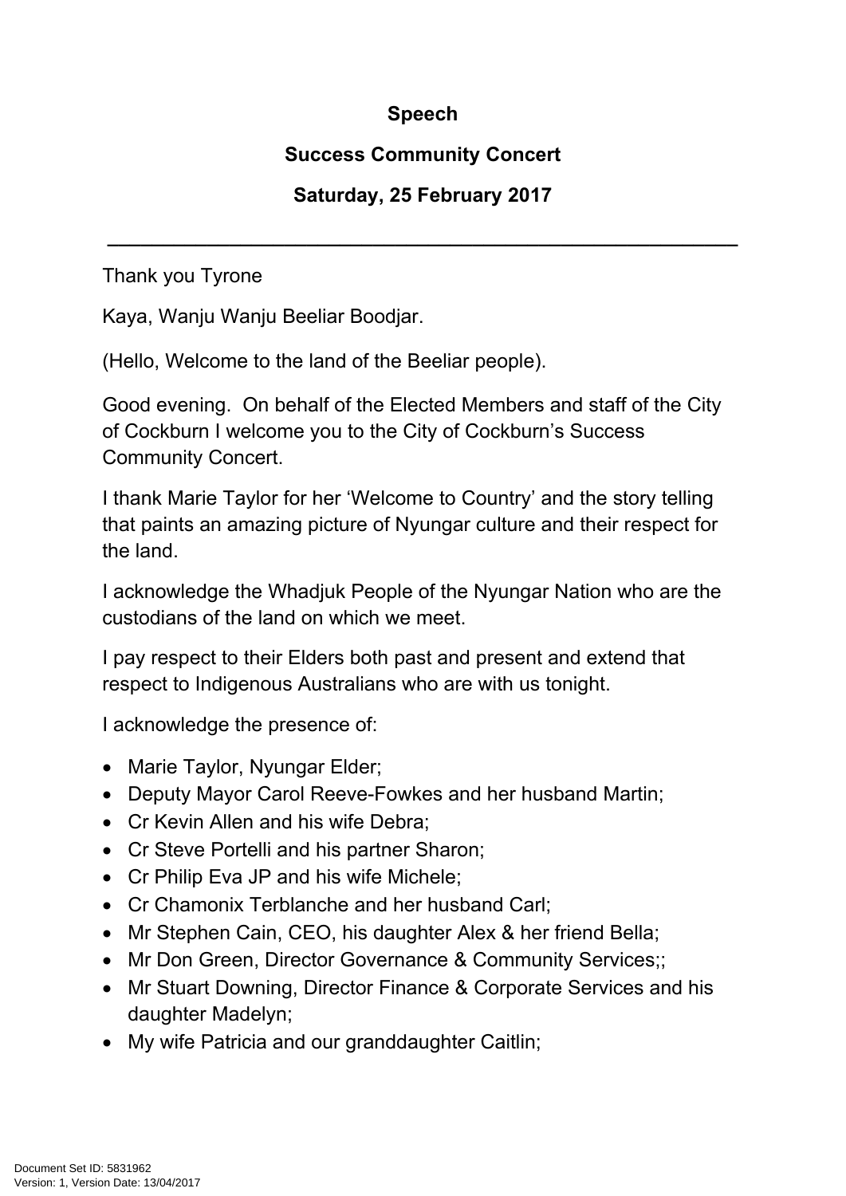**Speech**

**Success Community Concert**

**Saturday, 25 February 2017**

---

Thank you Tyrone

Kaya, Wanju Wanju Beeliar Boodjar.

(Hello, Welcome to the land of the Beeliar people).

Good evening. On behalf of the Elected Members and staff of the City of Cockburn I welcome you to the City of Cockburn's Success Community Concert.

I thank Marie Taylor for her 'Welcome to Country' and the story telling that paints an amazing picture of Nyungar culture and their respect for the land.

I acknowledge the Whadjuk People of the Nyungar Nation who are the custodians of the land on which we meet.

I pay respect to their Elders both past and present and extend that respect to Indigenous Australians who are with us tonight.

I acknowledge the presence of:

- Marie Taylor, Nyungar Elder;
- Deputy Mayor Carol Reeve-Fowkes and her husband Martin;
- Cr Kevin Allen and his wife Debra;
- Cr Steve Portelli and his partner Sharon;
- Cr Philip Eva JP and his wife Michele;
- Cr Chamonix Terblanche and her husband Carl;
- Mr Stephen Cain, CEO, his daughter Alex & her friend Bella;
- Mr Don Green, Director Governance & Community Services;;
- Mr Stuart Downing, Director Finance & Corporate Services and his daughter Madelyn;
- My wife Patricia and our granddaughter Caitlin;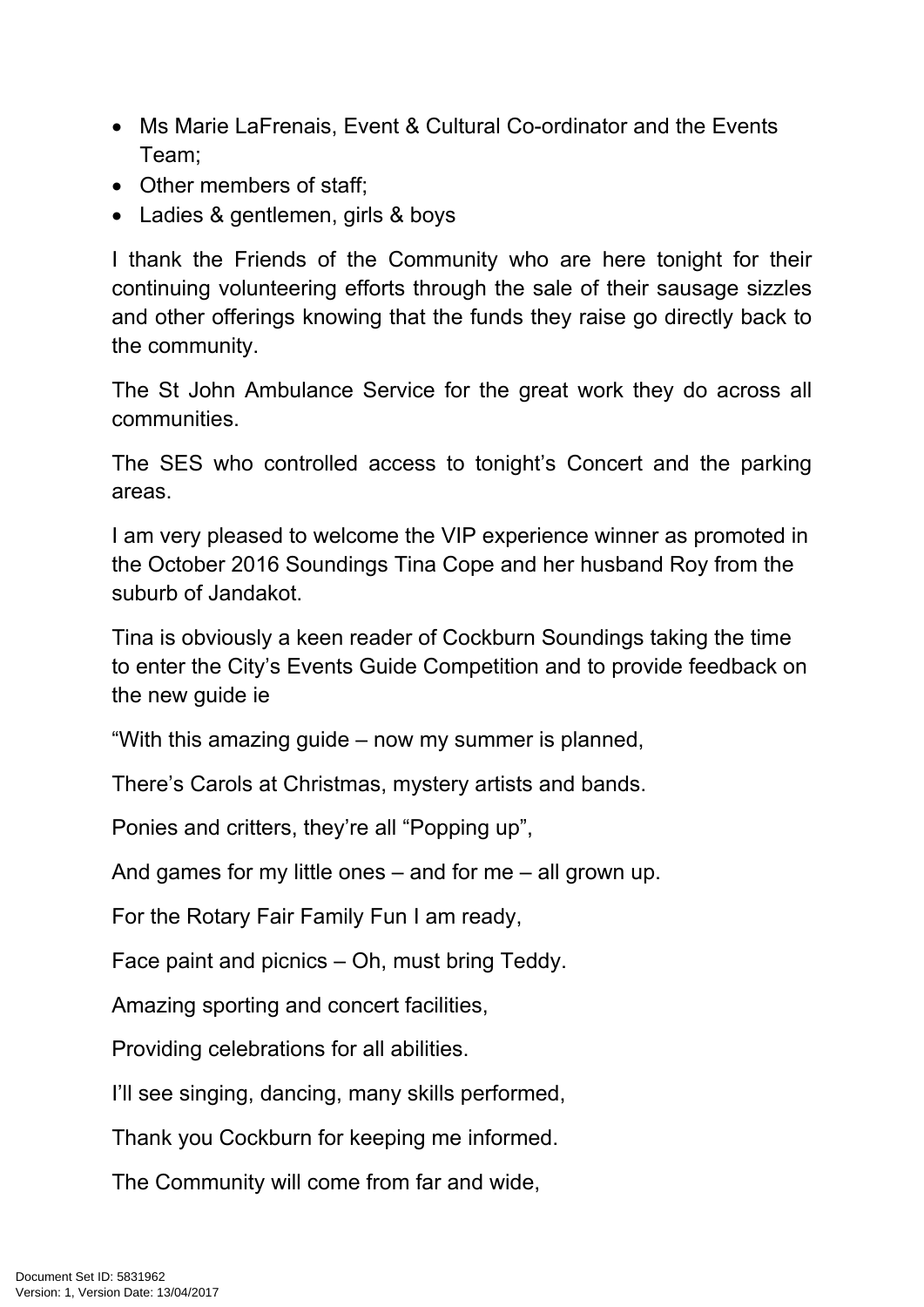- Ms Marie LaFrenais, Event & Cultural Co-ordinator and the Events Team;
- Other members of staff;
- Ladies & gentlemen, girls & boys

I thank the Friends of the Community who are here tonight for their continuing volunteering efforts through the sale of their sausage sizzles and other offerings knowing that the funds they raise go directly back to the community.

The St John Ambulance Service for the great work they do across all communities.

The SES who controlled access to tonight's Concert and the parking areas.

I am very pleased to welcome the VIP experience winner as promoted in the October 2016 Soundings Tina Cope and her husband Roy from the suburb of Jandakot.

Tina is obviously a keen reader of Cockburn Soundings taking the time to enter the City's Events Guide Competition and to provide feedback on the new guide ie

"With this amazing guide – now my summer is planned,

There's Carols at Christmas, mystery artists and bands.

Ponies and critters, they're all "Popping up",

And games for my little ones – and for me – all grown up.

For the Rotary Fair Family Fun I am ready,

Face paint and picnics – Oh, must bring Teddy.

Amazing sporting and concert facilities,

Providing celebrations for all abilities.

I'll see singing, dancing, many skills performed,

Thank you Cockburn for keeping me informed.

The Community will come from far and wide,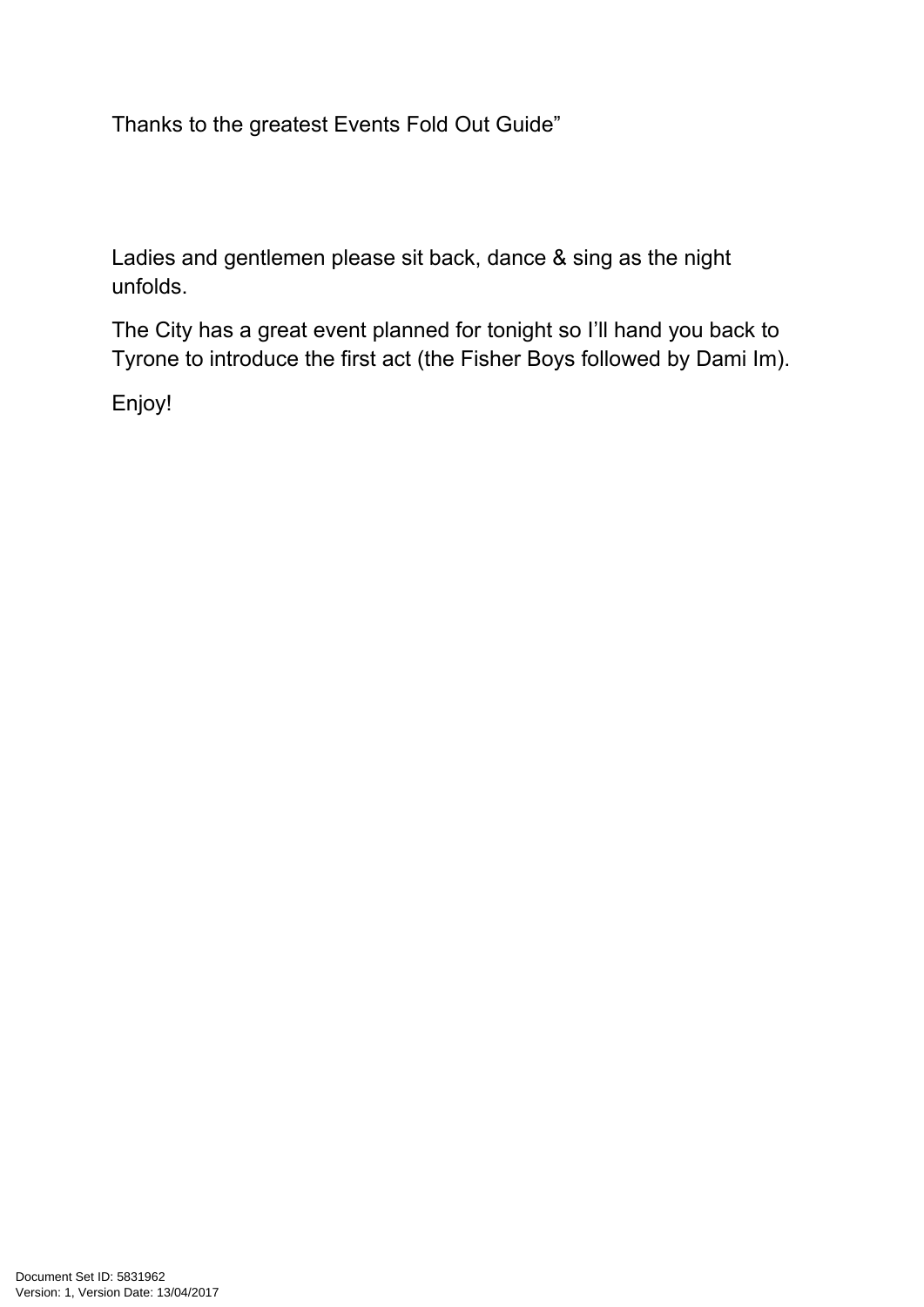Thanks to the greatest Events Fold Out Guide”

Ladies and gentlemen please sit back, dance & sing as the night unfolds.

The City has a great event planned for tonight so I’ll hand you back to Tyrone to introduce the first act (the Fisher Boys followed by Dami Im).

Enjoy!